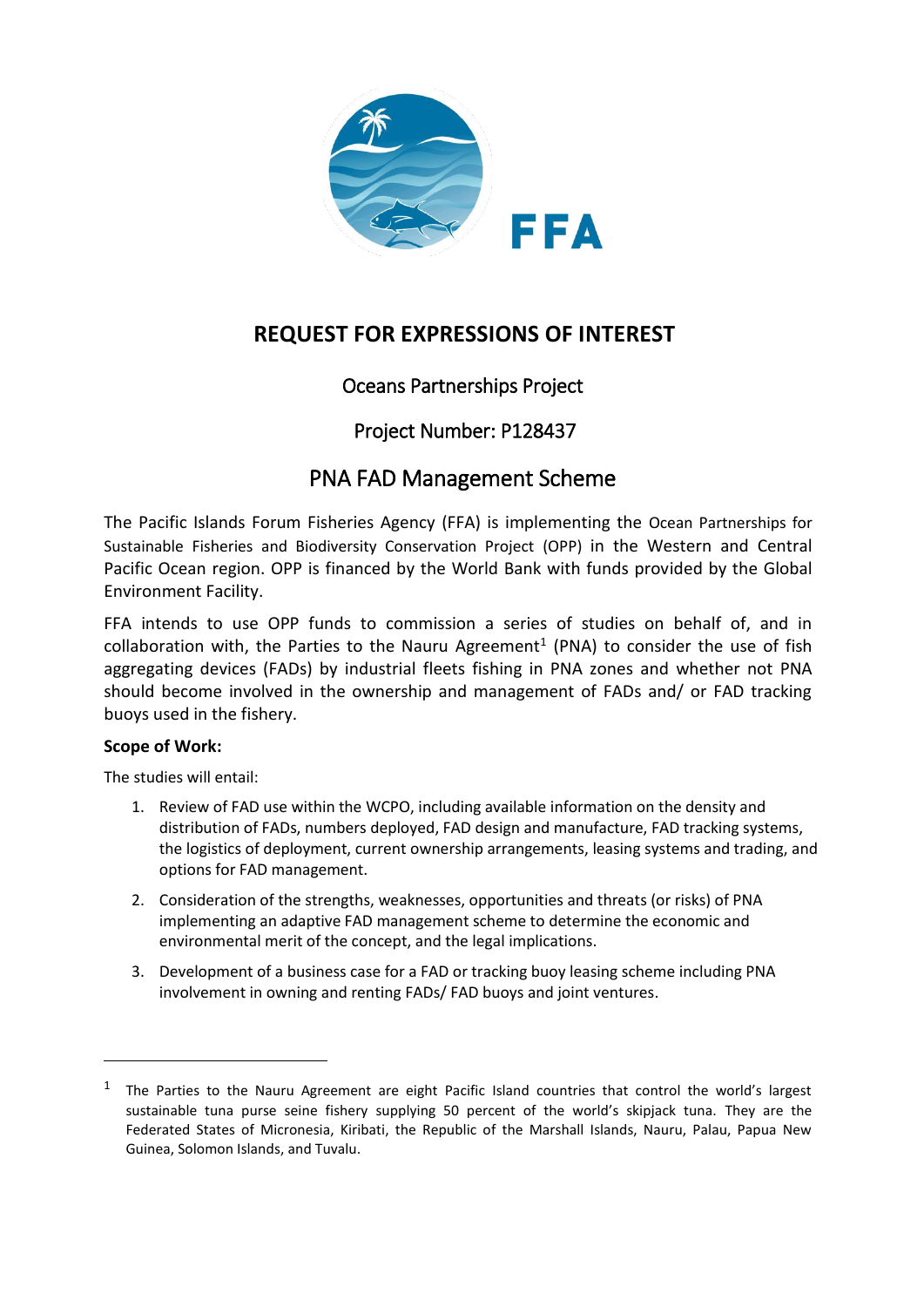# REQUEST FOR EXPRESSIONS OF INTEREST

## Oceans Partnerships Project

## Project Number: P128437

## PNA FAD Management Scheme

The Pacific Islands Forum Fisheries Agency (FFA) is implementing the Ocean Partnerships for Sustainable Fisheries and Biodiversity Conservation Project (OPP) in the Western and Central Pacific Ocean region. OPP is financed by the World Bank with funds provided by the Global Environment Facility.

FFA intends to use OPP funds to commission a series of studies on behalf of, and in collaboration with, the Parties to the Nauru Agreement[1] (PNA) to consider the use of fish aggregating devices (FADs) by industrial fleets fishing in PNA zones and whether not PNA should become involved in the ownership and management of FADs and/ or FAD tracking buoys used in the fishery.

**Scope of Work:**

The studies will entail:

1. Review of FAD use within the WCPO, including available information on the density and distribution of FADs, numbers deployed, FAD design and manufacture, FAD tracking systems, the logistics of deployment, current ownership arrangements, leasing systems and trading, and options for FAD management.
2. Consideration of the strengths, weaknesses, opportunities and threats (or risks) of PNA implementing an adaptive FAD management scheme to determine the economic and environmental merit of the concept, and the legal implications.
3. Development of a business case for a FAD or tracking buoy leasing scheme including PNA involvement in owning and renting FADs/ FAD buoys and joint ventures.

---

[1] The Parties to the Nauru Agreement are eight Pacific Island countries that control the world's largest sustainable tuna purse seine fishery supplying 50 percent of the world's skipjack tuna. They are the Federated States of Micronesia, Kiribati, the Republic of the Marshall Islands, Nauru, Palau, Papua New Guinea, Solomon Islands, and Tuvalu.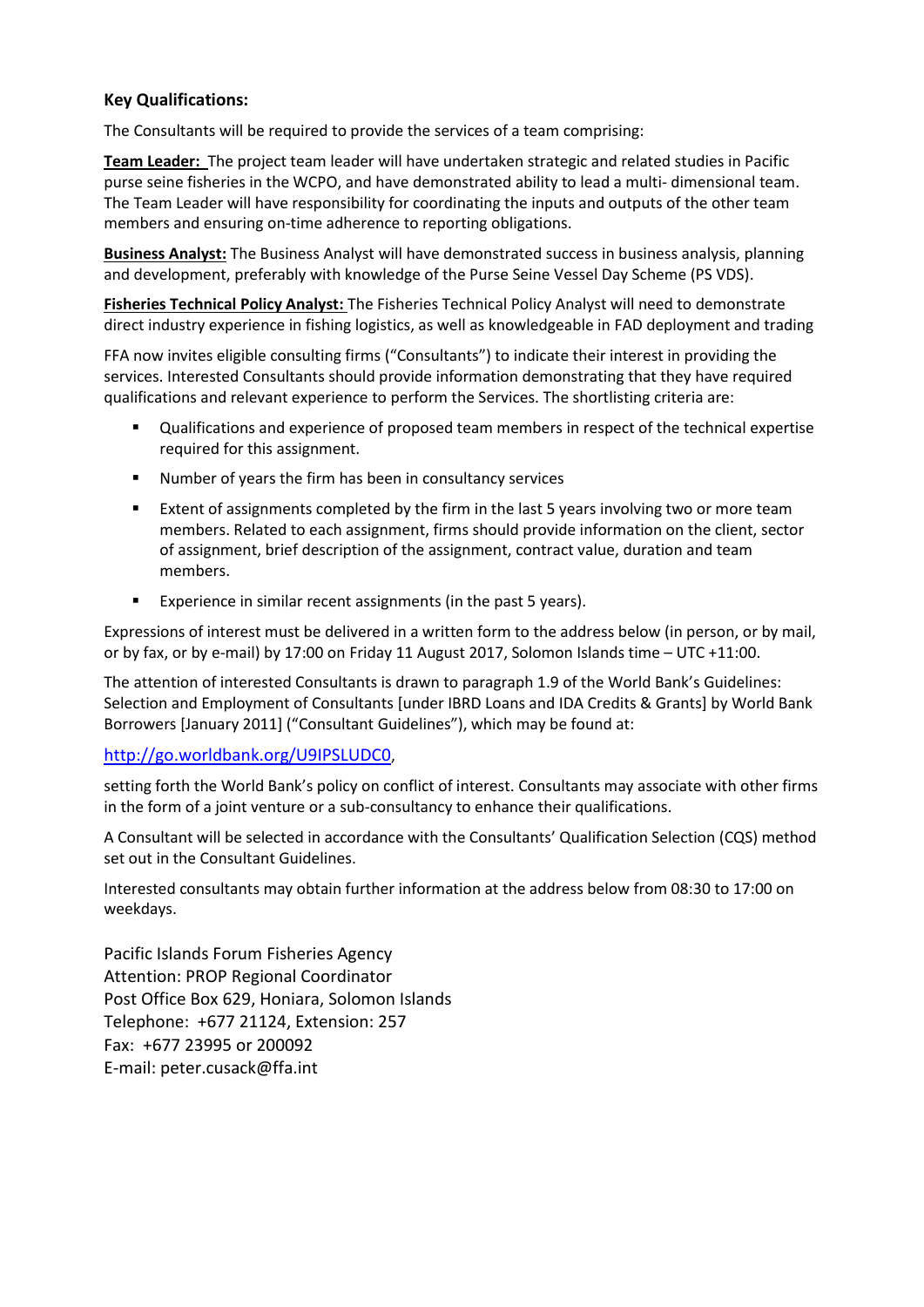### Key Qualifications:

The Consultants will be required to provide the services of a team comprising:

**Team Leader:** The project team leader will have undertaken strategic and related studies in Pacific purse seine fisheries in the WCPO, and have demonstrated ability to lead a multi- dimensional team. The Team Leader will have responsibility for coordinating the inputs and outputs of the other team members and ensuring on-time adherence to reporting obligations.

**Business Analyst:** The Business Analyst will have demonstrated success in business analysis, planning and development, preferably with knowledge of the Purse Seine Vessel Day Scheme (PS VDS).

**Fisheries Technical Policy Analyst:** The Fisheries Technical Policy Analyst will need to demonstrate direct industry experience in fishing logistics, as well as knowledgeable in FAD deployment and trading

FFA now invites eligible consulting firms ("Consultants") to indicate their interest in providing the services. Interested Consultants should provide information demonstrating that they have required qualifications and relevant experience to perform the Services. The shortlisting criteria are:

- Qualifications and experience of proposed team members in respect of the technical expertise required for this assignment.
- Number of years the firm has been in consultancy services
- Extent of assignments completed by the firm in the last 5 years involving two or more team members. Related to each assignment, firms should provide information on the client, sector of assignment, brief description of the assignment, contract value, duration and team members.
- Experience in similar recent assignments (in the past 5 years).

Expressions of interest must be delivered in a written form to the address below (in person, or by mail, or by fax, or by e-mail) by 17:00 on Friday 11 August 2017, Solomon Islands time – UTC +11:00.

The attention of interested Consultants is drawn to paragraph 1.9 of the World Bank's Guidelines: Selection and Employment of Consultants [under IBRD Loans and IDA Credits & Grants] by World Bank Borrowers [January 2011] ("Consultant Guidelines"), which may be found at:

http://go.worldbank.org/U9IPSLUDC0,

setting forth the World Bank's policy on conflict of interest. Consultants may associate with other firms in the form of a joint venture or a sub-consultancy to enhance their qualifications.

A Consultant will be selected in accordance with the Consultants' Qualification Selection (CQS) method set out in the Consultant Guidelines.

Interested consultants may obtain further information at the address below from 08:30 to 17:00 on weekdays.

Pacific Islands Forum Fisheries Agency
Attention: PROP Regional Coordinator
Post Office Box 629, Honiara, Solomon Islands
Telephone: +677 21124, Extension: 257
Fax: +677 23995 or 200092
E-mail: peter.cusack@ffa.int